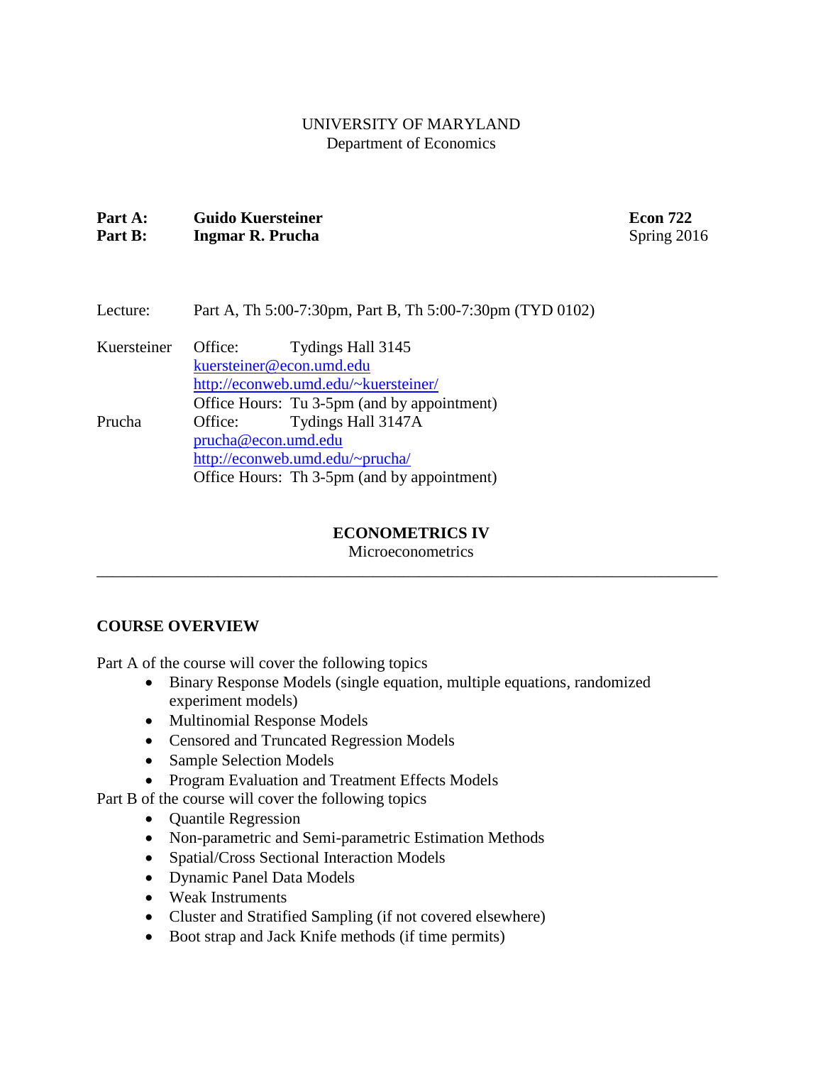UNIVERSITY OF MARYLAND
Department of Economics

**Part A:** **Guido Kuersteiner** **Econ 722**
**Part B:** **Ingmar R. Prucha** Spring 2016

Lecture: Part A, Th 5:00-7:30pm, Part B, Th 5:00-7:30pm (TYD 0102)

Kuersteiner
Office: Tydings Hall 3145
kuersteiner@econ.umd.edu
http://econweb.umd.edu/~kuersteiner/
Office Hours: Tu 3-5pm (and by appointment)

Prucha
Office: Tydings Hall 3147A
prucha@econ.umd.edu
http://econweb.umd.edu/~prucha/
Office Hours: Th 3-5pm (and by appointment)

# ECONOMETRICS IV

Microeconometrics

---

## COURSE OVERVIEW

Part A of the course will cover the following topics

- Binary Response Models (single equation, multiple equations, randomized experiment models)
- Multinomial Response Models
- Censored and Truncated Regression Models
- Sample Selection Models
- Program Evaluation and Treatment Effects Models

Part B of the course will cover the following topics

- Quantile Regression
- Non-parametric and Semi-parametric Estimation Methods
- Spatial/Cross Sectional Interaction Models
- Dynamic Panel Data Models
- Weak Instruments
- Cluster and Stratified Sampling (if not covered elsewhere)
- Boot strap and Jack Knife methods (if time permits)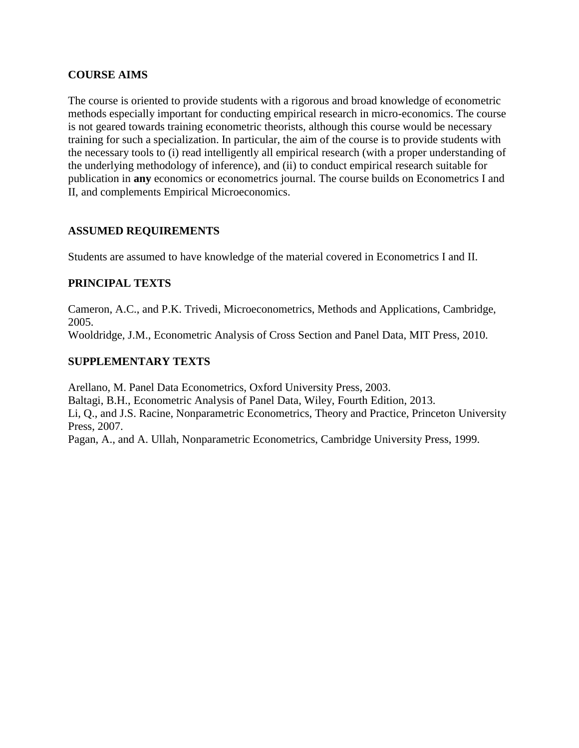## COURSE AIMS

The course is oriented to provide students with a rigorous and broad knowledge of econometric methods especially important for conducting empirical research in micro-economics. The course is not geared towards training econometric theorists, although this course would be necessary training for such a specialization. In particular, the aim of the course is to provide students with the necessary tools to (i) read intelligently all empirical research (with a proper understanding of the underlying methodology of inference), and (ii) to conduct empirical research suitable for publication in **any** economics or econometrics journal. The course builds on Econometrics I and II, and complements Empirical Microeconomics.

## ASSUMED REQUIREMENTS

Students are assumed to have knowledge of the material covered in Econometrics I and II.

## PRINCIPAL TEXTS

Cameron, A.C., and P.K. Trivedi, Microeconometrics, Methods and Applications, Cambridge, 2005.
Wooldridge, J.M., Econometric Analysis of Cross Section and Panel Data, MIT Press, 2010.

## SUPPLEMENTARY TEXTS

Arellano, M. Panel Data Econometrics, Oxford University Press, 2003.
Baltagi, B.H., Econometric Analysis of Panel Data, Wiley, Fourth Edition, 2013.
Li, Q., and J.S. Racine, Nonparametric Econometrics, Theory and Practice, Princeton University Press, 2007.
Pagan, A., and A. Ullah, Nonparametric Econometrics, Cambridge University Press, 1999.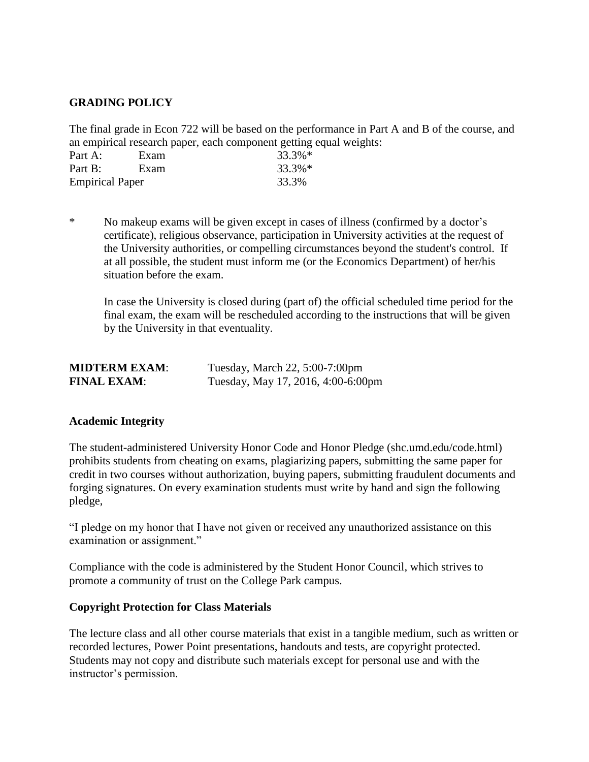**GRADING POLICY**

The final grade in Econ 722 will be based on the performance in Part A and B of the course, and an empirical research paper, each component getting equal weights:

| | | |
|---|---|---|
| Part A: | Exam | 33.3%* |
| Part B: | Exam | 33.3%* |
| Empirical Paper | | 33.3% |

\* No makeup exams will be given except in cases of illness (confirmed by a doctor's certificate), religious observance, participation in University activities at the request of the University authorities, or compelling circumstances beyond the student's control. If at all possible, the student must inform me (or the Economics Department) of her/his situation before the exam.

In case the University is closed during (part of) the official scheduled time period for the final exam, the exam will be rescheduled according to the instructions that will be given by the University in that eventuality.

**MIDTERM EXAM**: Tuesday, March 22, 5:00-7:00pm
**FINAL EXAM**: Tuesday, May 17, 2016, 4:00-6:00pm

**Academic Integrity**

The student-administered University Honor Code and Honor Pledge (shc.umd.edu/code.html) prohibits students from cheating on exams, plagiarizing papers, submitting the same paper for credit in two courses without authorization, buying papers, submitting fraudulent documents and forging signatures. On every examination students must write by hand and sign the following pledge,

"I pledge on my honor that I have not given or received any unauthorized assistance on this examination or assignment."

Compliance with the code is administered by the Student Honor Council, which strives to promote a community of trust on the College Park campus.

**Copyright Protection for Class Materials**

The lecture class and all other course materials that exist in a tangible medium, such as written or recorded lectures, Power Point presentations, handouts and tests, are copyright protected. Students may not copy and distribute such materials except for personal use and with the instructor's permission.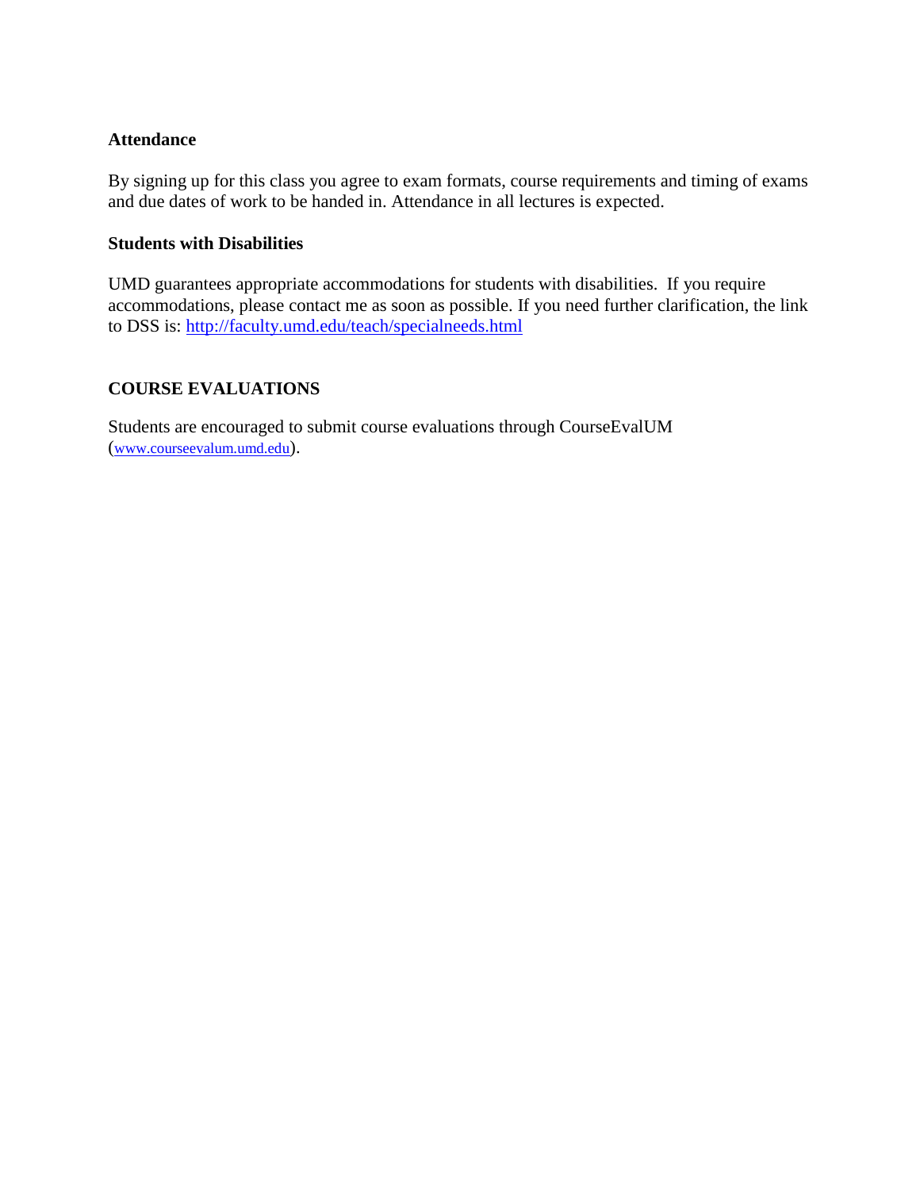### Attendance

By signing up for this class you agree to exam formats, course requirements and timing of exams and due dates of work to be handed in. Attendance in all lectures is expected.

### Students with Disabilities

UMD guarantees appropriate accommodations for students with disabilities. If you require accommodations, please contact me as soon as possible. If you need further clarification, the link to DSS is: [http://faculty.umd.edu/teach/specialneeds.html](http://faculty.umd.edu/teach/specialneeds.html)

### COURSE EVALUATIONS

Students are encouraged to submit course evaluations through CourseEvalUM ([www.courseevalum.umd.edu](http://www.courseevalum.umd.edu)).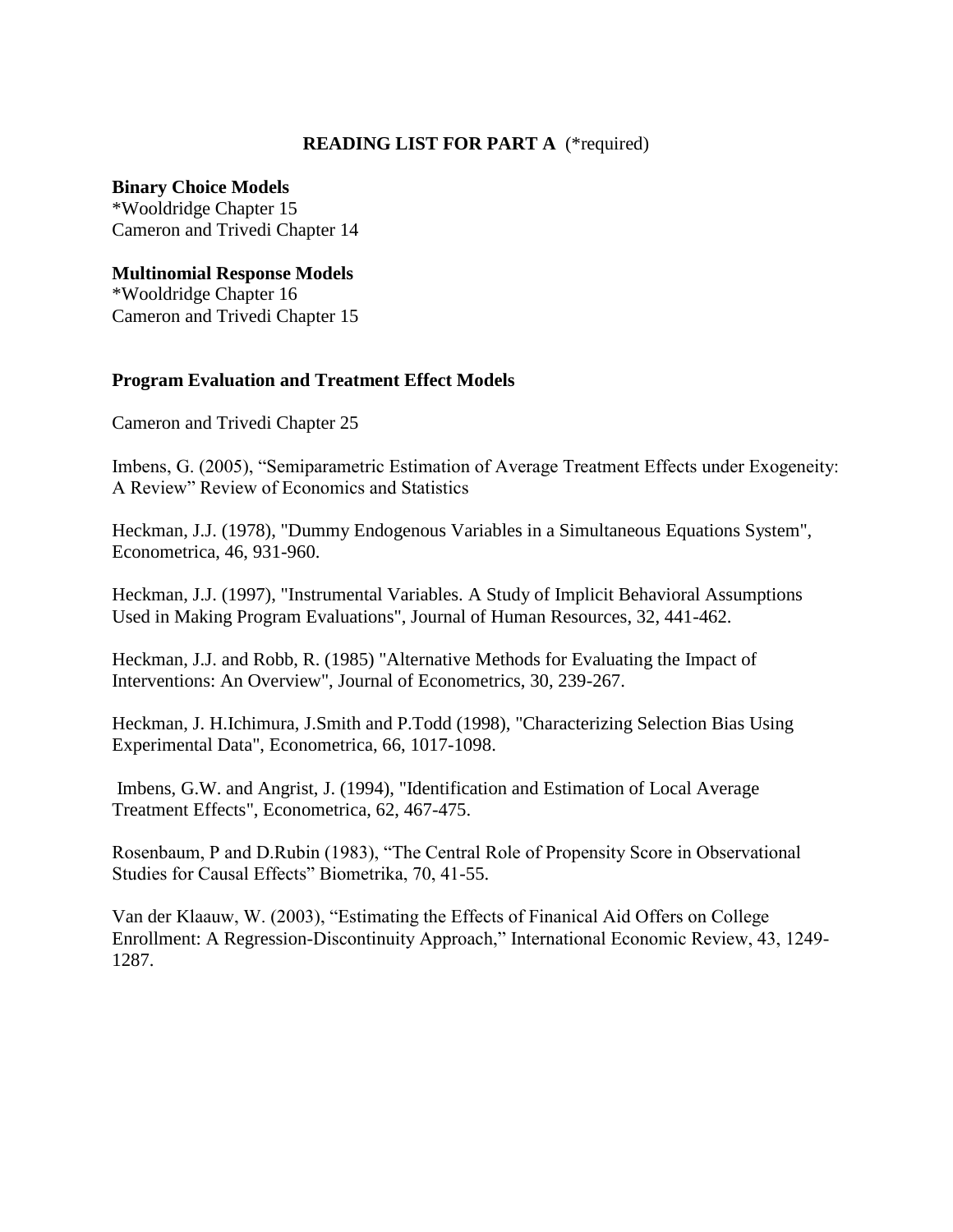## READING LIST FOR PART A (*required)

**Binary Choice Models**
*Wooldridge Chapter 15
Cameron and Trivedi Chapter 14

**Multinomial Response Models**
*Wooldridge Chapter 16
Cameron and Trivedi Chapter 15

**Program Evaluation and Treatment Effect Models**

Cameron and Trivedi Chapter 25

Imbens, G. (2005), "Semiparametric Estimation of Average Treatment Effects under Exogeneity: A Review" Review of Economics and Statistics

Heckman, J.J. (1978), "Dummy Endogenous Variables in a Simultaneous Equations System", Econometrica, 46, 931-960.

Heckman, J.J. (1997), "Instrumental Variables. A Study of Implicit Behavioral Assumptions Used in Making Program Evaluations", Journal of Human Resources, 32, 441-462.

Heckman, J.J. and Robb, R. (1985) "Alternative Methods for Evaluating the Impact of Interventions: An Overview", Journal of Econometrics, 30, 239-267.

Heckman, J. H.Ichimura, J.Smith and P.Todd (1998), "Characterizing Selection Bias Using Experimental Data", Econometrica, 66, 1017-1098.

Imbens, G.W. and Angrist, J. (1994), "Identification and Estimation of Local Average Treatment Effects", Econometrica, 62, 467-475.

Rosenbaum, P and D.Rubin (1983), "The Central Role of Propensity Score in Observational Studies for Causal Effects" Biometrika, 70, 41-55.

Van der Klaauw, W. (2003), "Estimating the Effects of Finanical Aid Offers on College Enrollment: A Regression-Discontinuity Approach," International Economic Review, 43, 1249-1287.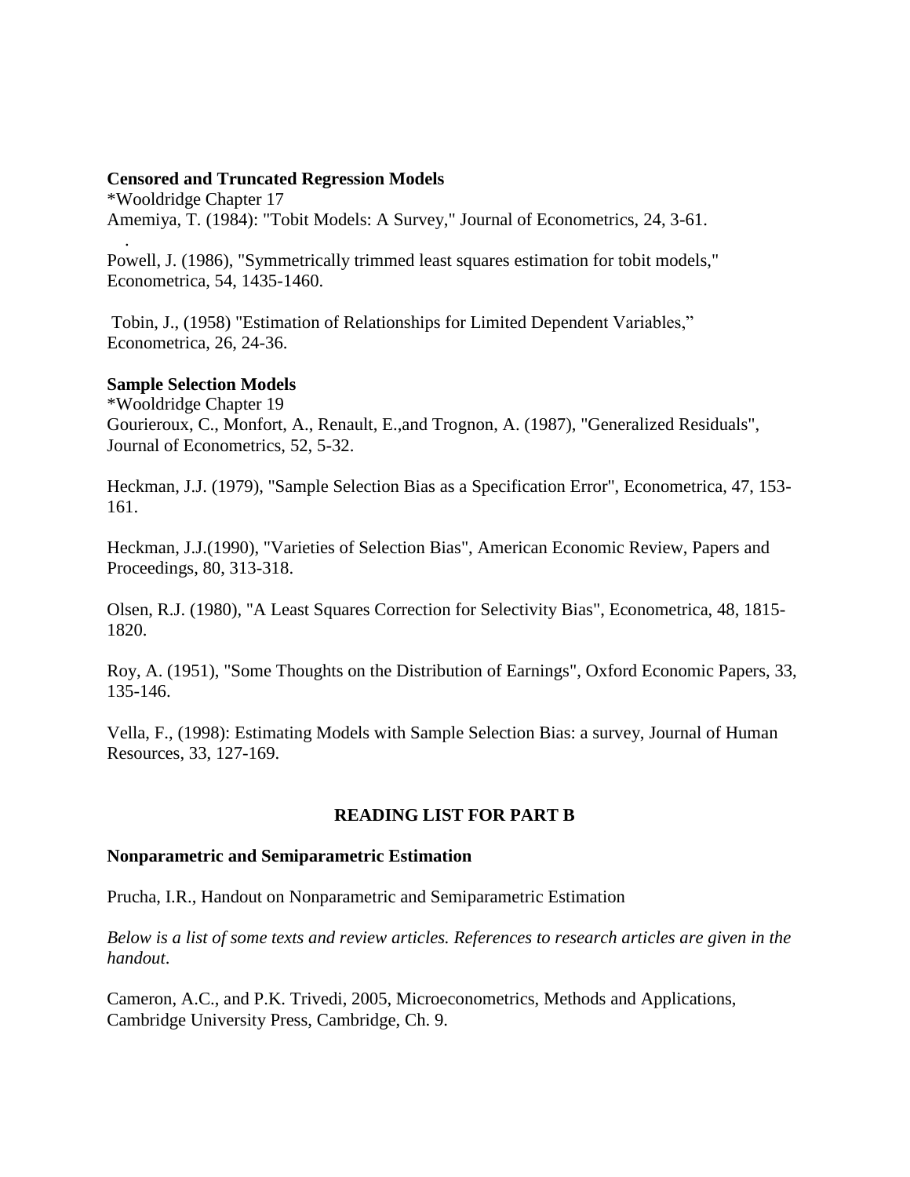**Censored and Truncated Regression Models**

*Wooldridge Chapter 17

Amemiya, T. (1984): "Tobit Models: A Survey," Journal of Econometrics, 24, 3-61.

.

Powell, J. (1986), "Symmetrically trimmed least squares estimation for tobit models," Econometrica, 54, 1435-1460.

Tobin, J., (1958) "Estimation of Relationships for Limited Dependent Variables," Econometrica, 26, 24-36.

**Sample Selection Models**

*Wooldridge Chapter 19

Gourieroux, C., Monfort, A., Renault, E.,and Trognon, A. (1987), "Generalized Residuals", Journal of Econometrics, 52, 5-32.

Heckman, J.J. (1979), "Sample Selection Bias as a Specification Error", Econometrica, 47, 153-161.

Heckman, J.J.(1990), "Varieties of Selection Bias", American Economic Review, Papers and Proceedings, 80, 313-318.

Olsen, R.J. (1980), "A Least Squares Correction for Selectivity Bias", Econometrica, 48, 1815-1820.

Roy, A. (1951), "Some Thoughts on the Distribution of Earnings", Oxford Economic Papers, 33, 135-146.

Vella, F., (1998): Estimating Models with Sample Selection Bias: a survey, Journal of Human Resources, 33, 127-169.

## READING LIST FOR PART B

**Nonparametric and Semiparametric Estimation**

Prucha, I.R., Handout on Nonparametric and Semiparametric Estimation

*Below is a list of some texts and review articles. References to research articles are given in the handout.*

Cameron, A.C., and P.K. Trivedi, 2005, Microeconometrics, Methods and Applications, Cambridge University Press, Cambridge, Ch. 9.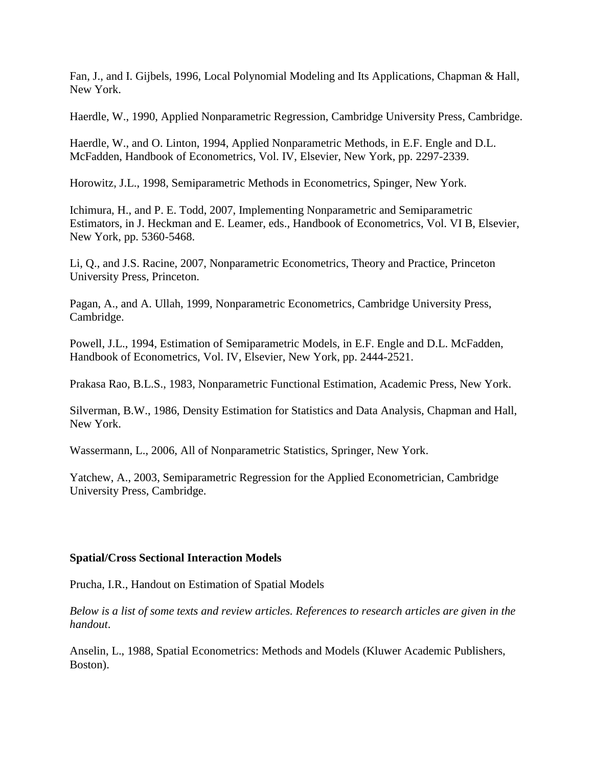Fan, J., and I. Gijbels, 1996, Local Polynomial Modeling and Its Applications, Chapman & Hall, New York.

Haerdle, W., 1990, Applied Nonparametric Regression, Cambridge University Press, Cambridge.

Haerdle, W., and O. Linton, 1994, Applied Nonparametric Methods, in E.F. Engle and D.L. McFadden, Handbook of Econometrics, Vol. IV, Elsevier, New York, pp. 2297-2339.

Horowitz, J.L., 1998, Semiparametric Methods in Econometrics, Spinger, New York.

Ichimura, H., and P. E. Todd, 2007, Implementing Nonparametric and Semiparametric Estimators, in J. Heckman and E. Leamer, eds., Handbook of Econometrics, Vol. VI B, Elsevier, New York, pp. 5360-5468.

Li, Q., and J.S. Racine, 2007, Nonparametric Econometrics, Theory and Practice, Princeton University Press, Princeton.

Pagan, A., and A. Ullah, 1999, Nonparametric Econometrics, Cambridge University Press, Cambridge.

Powell, J.L., 1994, Estimation of Semiparametric Models, in E.F. Engle and D.L. McFadden, Handbook of Econometrics, Vol. IV, Elsevier, New York, pp. 2444-2521.

Prakasa Rao, B.L.S., 1983, Nonparametric Functional Estimation, Academic Press, New York.

Silverman, B.W., 1986, Density Estimation for Statistics and Data Analysis, Chapman and Hall, New York.

Wassermann, L., 2006, All of Nonparametric Statistics, Springer, New York.

Yatchew, A., 2003, Semiparametric Regression for the Applied Econometrician, Cambridge University Press, Cambridge.

**Spatial/Cross Sectional Interaction Models**

Prucha, I.R., Handout on Estimation of Spatial Models

*Below is a list of some texts and review articles. References to research articles are given in the handout.*

Anselin, L., 1988, Spatial Econometrics: Methods and Models (Kluwer Academic Publishers, Boston).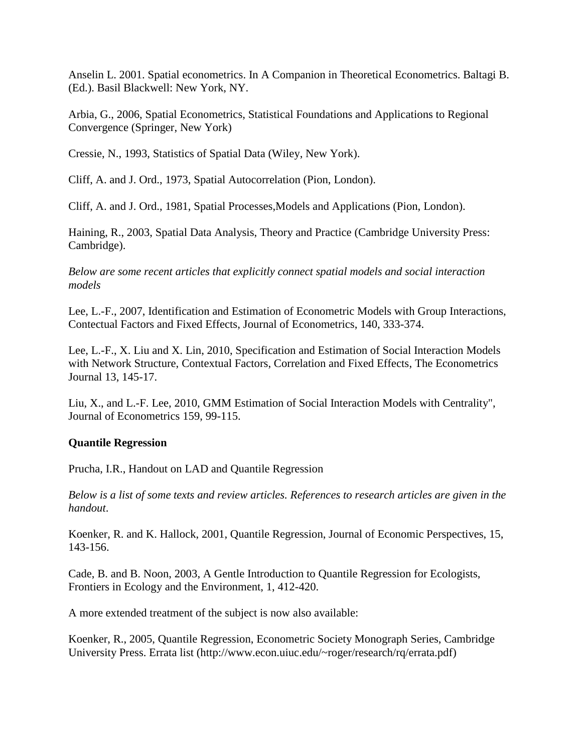Anselin L. 2001. Spatial econometrics. In A Companion in Theoretical Econometrics. Baltagi B. (Ed.). Basil Blackwell: New York, NY.

Arbia, G., 2006, Spatial Econometrics, Statistical Foundations and Applications to Regional Convergence (Springer, New York)

Cressie, N., 1993, Statistics of Spatial Data (Wiley, New York).

Cliff, A. and J. Ord., 1973, Spatial Autocorrelation (Pion, London).

Cliff, A. and J. Ord., 1981, Spatial Processes,Models and Applications (Pion, London).

Haining, R., 2003, Spatial Data Analysis, Theory and Practice (Cambridge University Press: Cambridge).

*Below are some recent articles that explicitly connect spatial models and social interaction models*

Lee, L.-F., 2007, Identification and Estimation of Econometric Models with Group Interactions, Contectual Factors and Fixed Effects, Journal of Econometrics, 140, 333-374.

Lee, L.-F., X. Liu and X. Lin, 2010, Specification and Estimation of Social Interaction Models with Network Structure, Contextual Factors, Correlation and Fixed Effects, The Econometrics Journal 13, 145-17.

Liu, X., and L.-F. Lee, 2010, GMM Estimation of Social Interaction Models with Centrality", Journal of Econometrics 159, 99-115.

**Quantile Regression**

Prucha, I.R., Handout on LAD and Quantile Regression

*Below is a list of some texts and review articles. References to research articles are given in the handout*.

Koenker, R. and K. Hallock, 2001, Quantile Regression, Journal of Economic Perspectives, 15, 143-156.

Cade, B. and B. Noon, 2003, A Gentle Introduction to Quantile Regression for Ecologists, Frontiers in Ecology and the Environment, 1, 412-420.

A more extended treatment of the subject is now also available:

Koenker, R., 2005, Quantile Regression, Econometric Society Monograph Series, Cambridge University Press. Errata list (http://www.econ.uiuc.edu/~roger/research/rq/errata.pdf)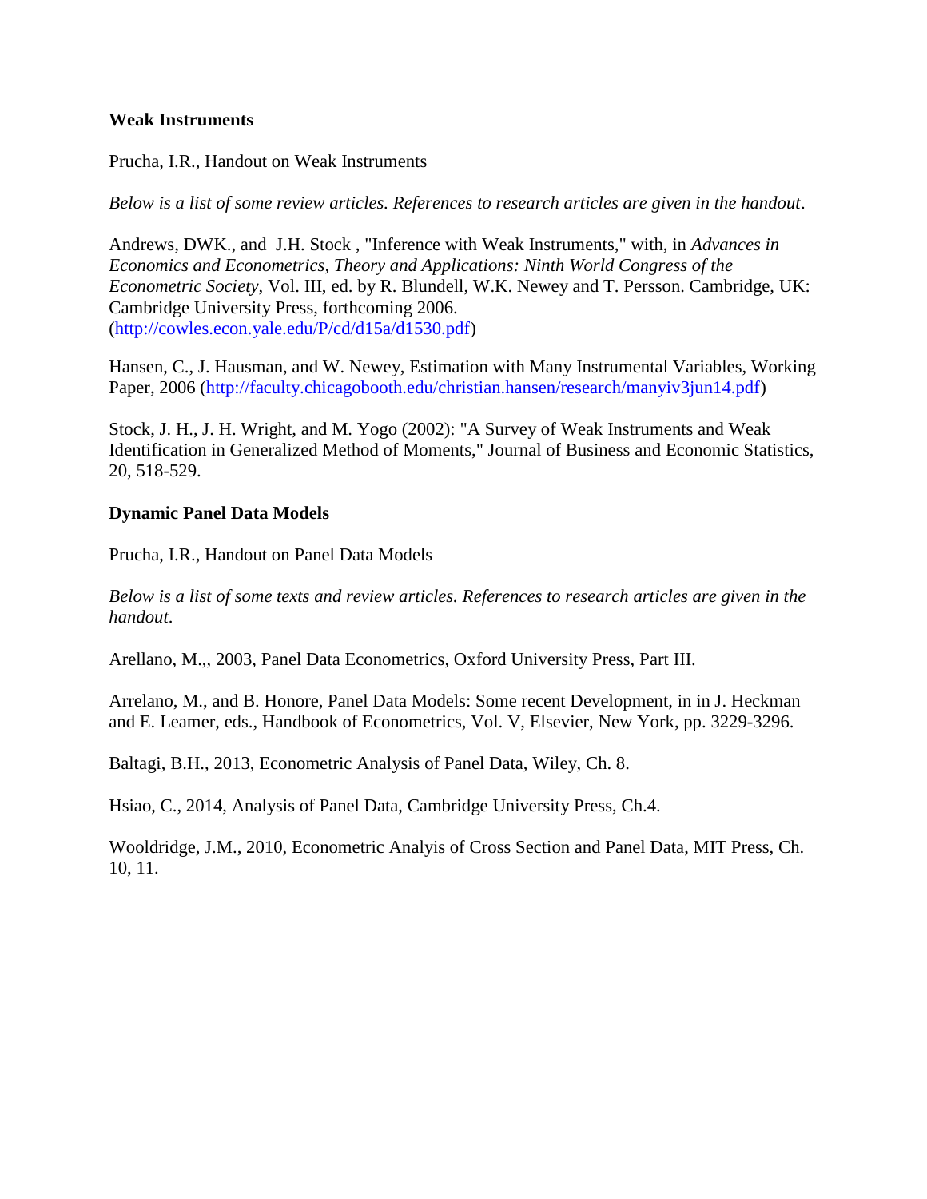**Weak Instruments**

Prucha, I.R., Handout on Weak Instruments

*Below is a list of some review articles. References to research articles are given in the handout*.

Andrews, DWK., and J.H. Stock , "Inference with Weak Instruments," with, in *Advances in Economics and Econometrics, Theory and Applications: Ninth World Congress of the Econometric Society*, Vol. III, ed. by R. Blundell, W.K. Newey and T. Persson. Cambridge, UK: Cambridge University Press, forthcoming 2006. (http://cowles.econ.yale.edu/P/cd/d15a/d1530.pdf)

Hansen, C., J. Hausman, and W. Newey, Estimation with Many Instrumental Variables, Working Paper, 2006 (http://faculty.chicagobooth.edu/christian.hansen/research/manyiv3jun14.pdf)

Stock, J. H., J. H. Wright, and M. Yogo (2002): "A Survey of Weak Instruments and Weak Identification in Generalized Method of Moments," Journal of Business and Economic Statistics, 20, 518-529.

**Dynamic Panel Data Models**

Prucha, I.R., Handout on Panel Data Models

*Below is a list of some texts and review articles. References to research articles are given in the handout*.

Arellano, M.,, 2003, Panel Data Econometrics, Oxford University Press, Part III.

Arrelano, M., and B. Honore, Panel Data Models: Some recent Development, in in J. Heckman and E. Leamer, eds., Handbook of Econometrics, Vol. V, Elsevier, New York, pp. 3229-3296.

Baltagi, B.H., 2013, Econometric Analysis of Panel Data, Wiley, Ch. 8.

Hsiao, C., 2014, Analysis of Panel Data, Cambridge University Press, Ch.4.

Wooldridge, J.M., 2010, Econometric Analyis of Cross Section and Panel Data, MIT Press, Ch. 10, 11.